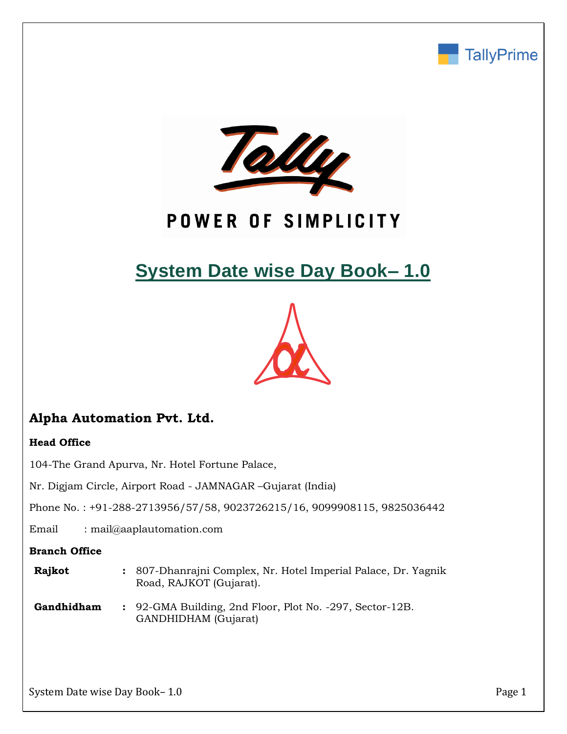TallyPrime

Tally

POWER OF SIMPLICITY

# System Date wise Day Book– 1.0

## Alpha Automation Pvt. Ltd.

**Head Office**

104-The Grand Apurva, Nr. Hotel Fortune Palace,

Nr. Digjam Circle, Airport Road - JAMNAGAR –Gujarat (India)

Phone No. : +91-288-2713956/57/58, 9023726215/16, 9099908115, 9825036442

Email : mail@aaplautomation.com

**Branch Office**

| | | |
|---|---|---|
| **Rajkot** | : | 807-Dhanrajni Complex, Nr. Hotel Imperial Palace, Dr. Yagnik Road, RAJKOT (Gujarat). |
| **Gandhidham** | : | 92-GMA Building, 2nd Floor, Plot No. -297, Sector-12B. GANDHIDHAM (Gujarat) |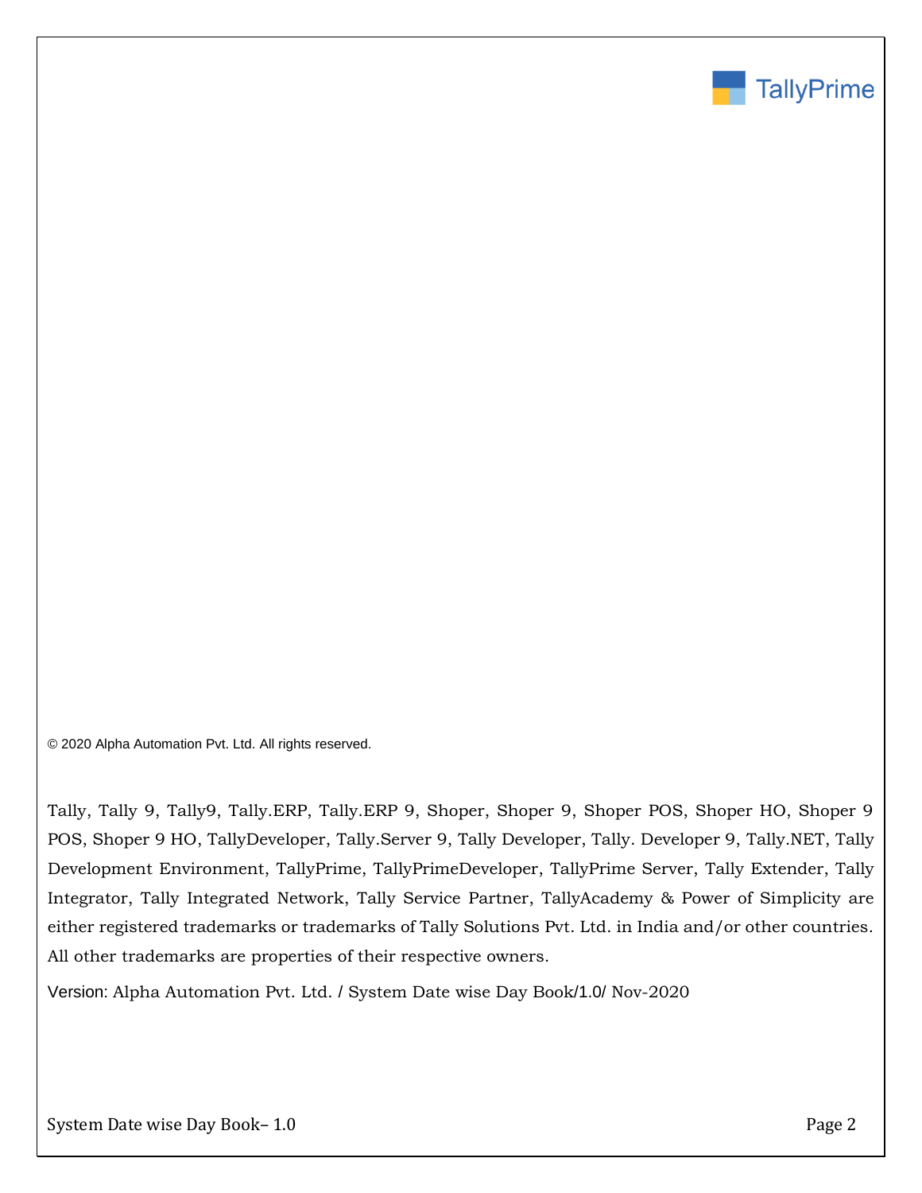TallyPrime

© 2020 Alpha Automation Pvt. Ltd. All rights reserved.

Tally, Tally 9, Tally9, Tally.ERP, Tally.ERP 9, Shoper, Shoper 9, Shoper POS, Shoper HO, Shoper 9 POS, Shoper 9 HO, TallyDeveloper, Tally.Server 9, Tally Developer, Tally. Developer 9, Tally.NET, Tally Development Environment, TallyPrime, TallyPrimeDeveloper, TallyPrime Server, Tally Extender, Tally Integrator, Tally Integrated Network, Tally Service Partner, TallyAcademy & Power of Simplicity are either registered trademarks or trademarks of Tally Solutions Pvt. Ltd. in India and/or other countries. All other trademarks are properties of their respective owners.

Version: Alpha Automation Pvt. Ltd. / System Date wise Day Book/1.0/ Nov-2020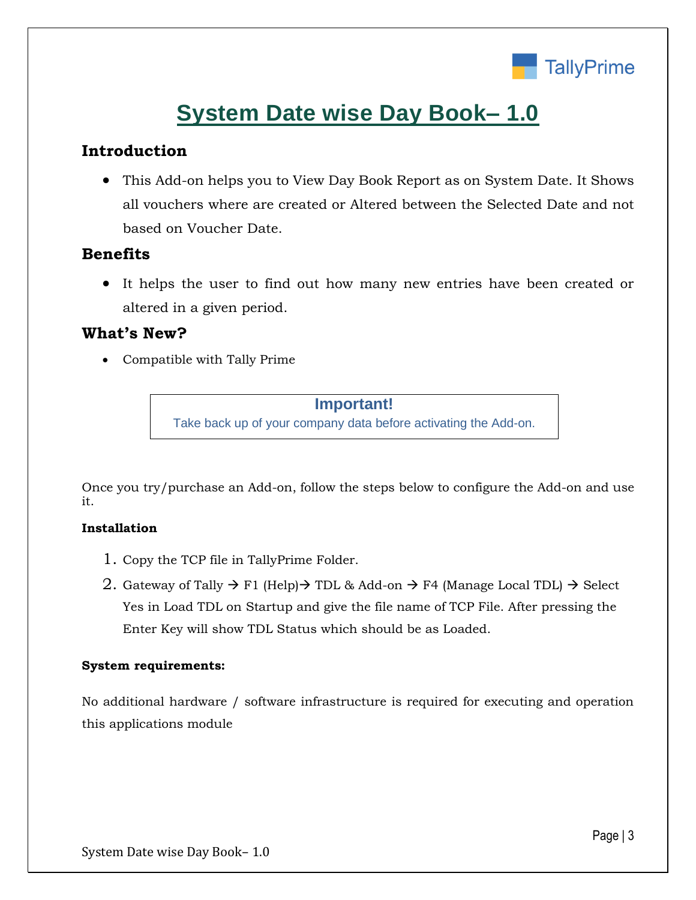# System Date wise Day Book– 1.0

## Introduction

- This Add-on helps you to View Day Book Report as on System Date. It Shows all vouchers where are created or Altered between the Selected Date and not based on Voucher Date.

## Benefits

- It helps the user to find out how many new entries have been created or altered in a given period.

## What's New?

- Compatible with Tally Prime

> **Important!**
> Take back up of your company data before activating the Add-on.

Once you try/purchase an Add-on, follow the steps below to configure the Add-on and use it.

**Installation**

1. Copy the TCP file in TallyPrime Folder.
2. Gateway of Tally → F1 (Help)→ TDL & Add-on → F4 (Manage Local TDL) → Select Yes in Load TDL on Startup and give the file name of TCP File. After pressing the Enter Key will show TDL Status which should be as Loaded.

**System requirements:**

No additional hardware / software infrastructure is required for executing and operation this applications module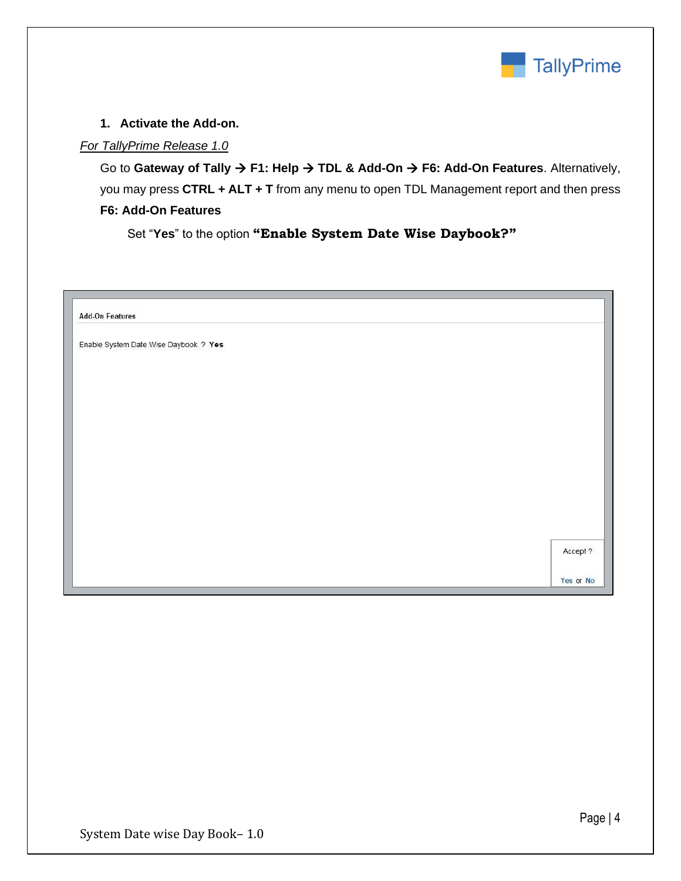1. **Activate the Add-on.**

*For TallyPrime Release 1.0*

Go to **Gateway of Tally → F1: Help → TDL & Add-On → F6: Add-On Features**. Alternatively, you may press **CTRL + ALT + T** from any menu to open TDL Management report and then press **F6: Add-On Features**

Set "**Yes**" to the option **"Enable System Date Wise Daybook?"**

Add-On Features

Enable System Date Wise Daybook ? **Yes**

Accept ?

Yes or No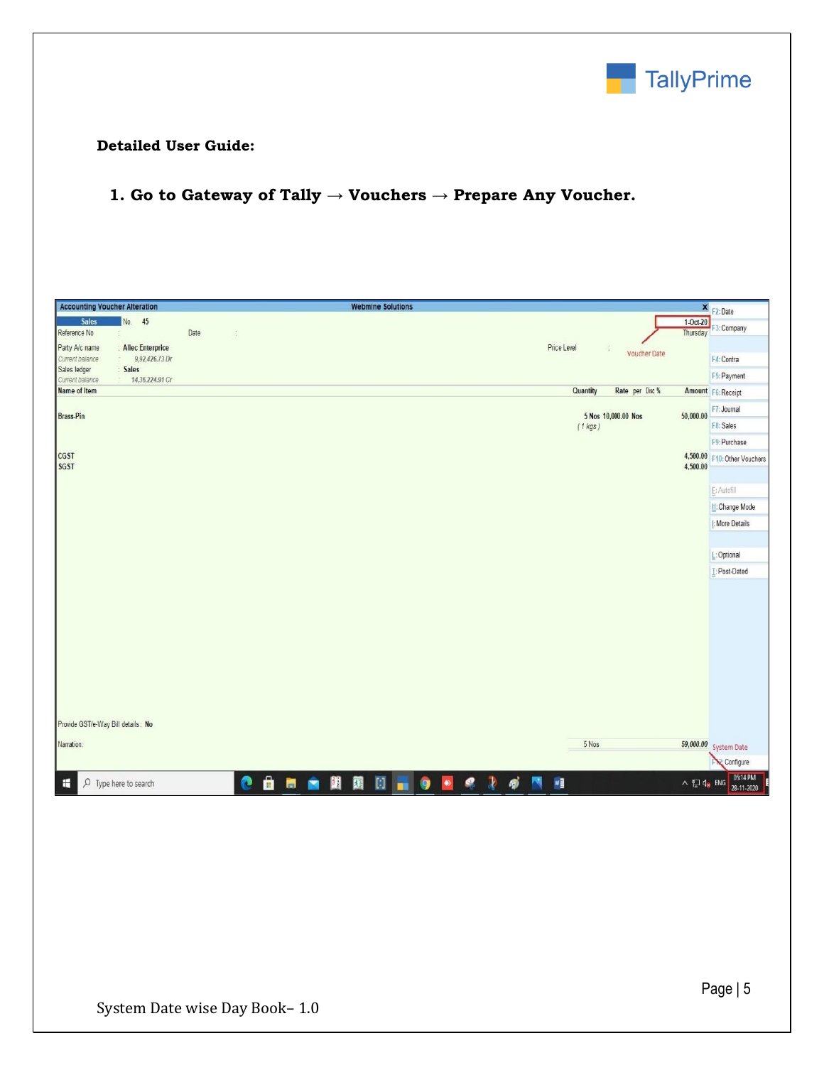**Detailed User Guide:**

1. **Go to Gateway of Tally → Vouchers → Prepare Any Voucher.**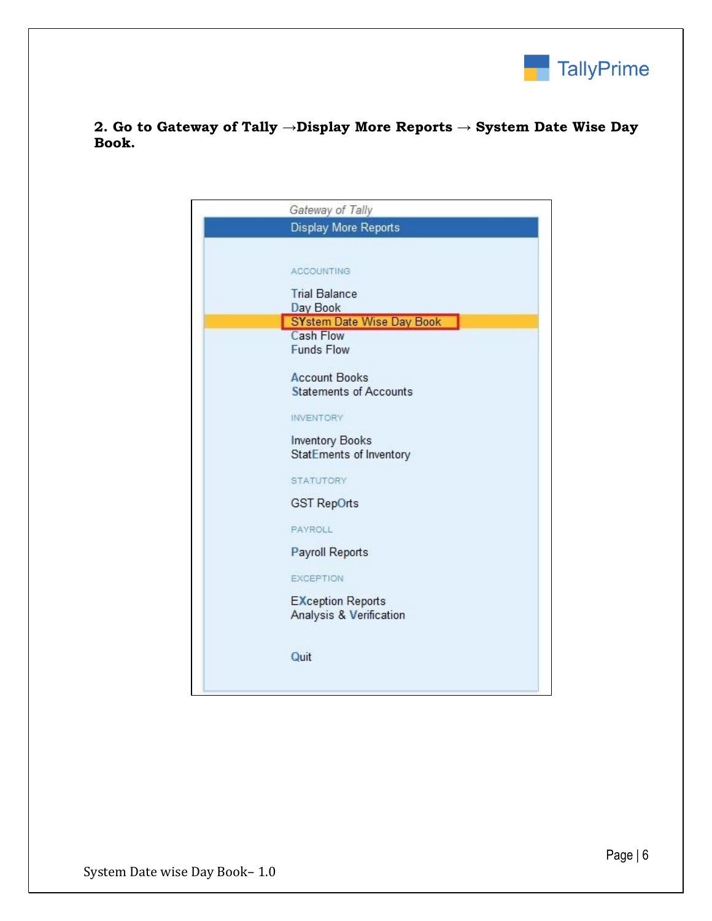**2. Go to Gateway of Tally →Display More Reports → System Date Wise Day Book.**

Gateway of Tally

Display More Reports

ACCOUNTING

Trial Balance
Day Book
SYstem Date Wise Day Book
Cash Flow
Funds Flow

Account Books
Statements of Accounts

INVENTORY

Inventory Books
StatEments of Inventory

STATUTORY

GST RepOrts

PAYROLL

Payroll Reports

EXCEPTION

EXception Reports
Analysis & Verification

Quit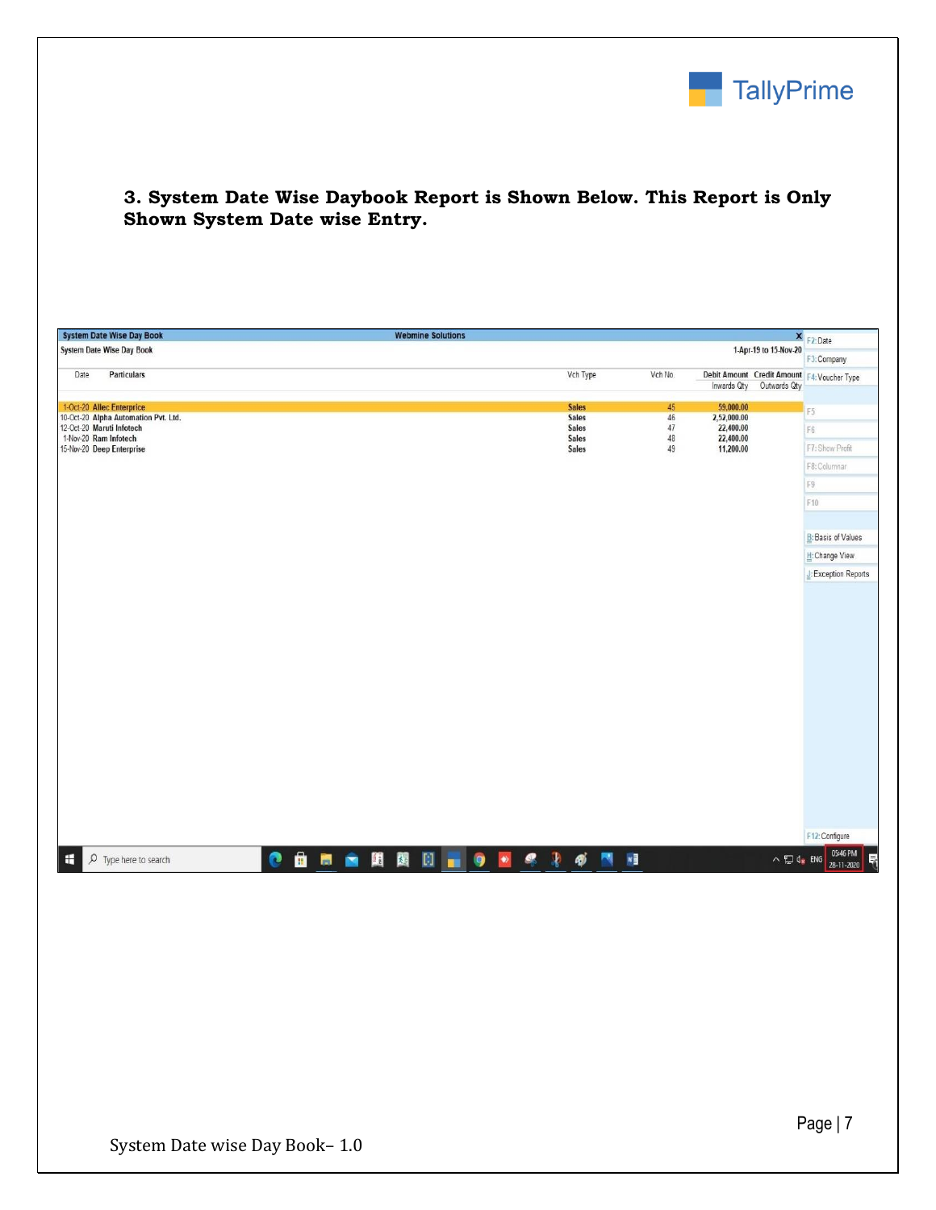### 3. System Date Wise Daybook Report is Shown Below. This Report is Only Shown System Date wise Entry.

System Date Wise Day Book — Webmine Solutions

System Date Wise Day Book — 1-Apr-19 to 15-Nov-20

| Date | Particulars | Vch Type | Vch No. | Debit Amount / Inwards Qty | Credit Amount / Outwards Qty |
|---|---|---|---|---|---|
| 1-Oct-20 | Allec Enterprice | Sales | 45 | 59,000.00 | |
| 10-Oct-20 | Alpha Automation Pvt. Ltd. | Sales | 46 | 2,52,000.00 | |
| 12-Oct-20 | Maruti Infotech | Sales | 47 | 22,400.00 | |
| 1-Nov-20 | Ram Infotech | Sales | 48 | 22,400.00 | |
| 15-Nov-20 | Deep Enterprise | Sales | 49 | 11,200.00 | |

F2: Date
F3: Company
F4: Voucher Type
F5
F6
F7: Show Profit
F8: Columnar
F9
F10
B: Basis of Values
H: Change View
J: Exception Reports
F12: Configure

05:46 PM 28-11-2020

System Date wise Day Book– 1.0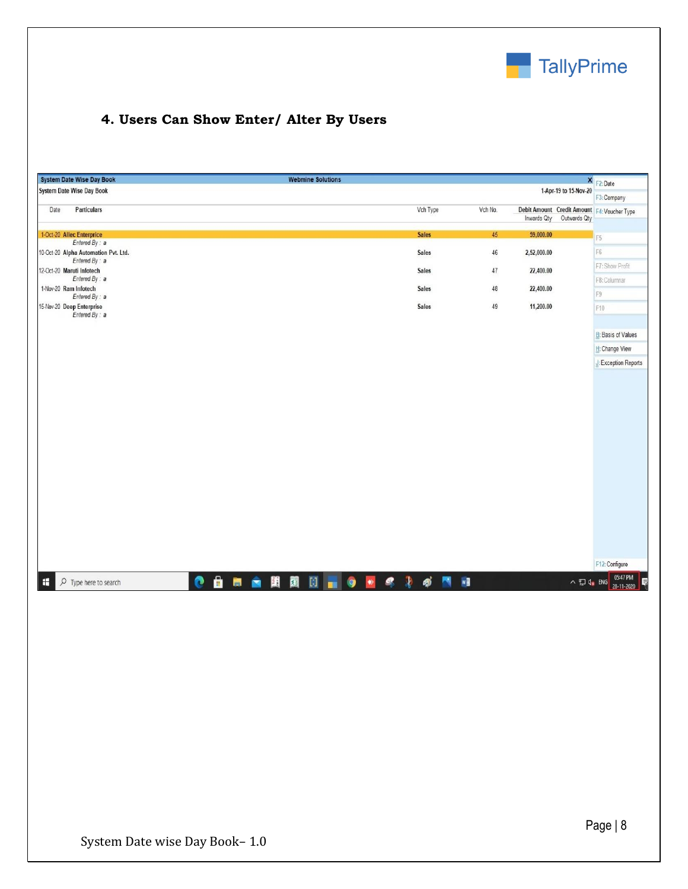#### 4. Users Can Show Enter/ Alter By Users

System Date Wise Day Book — Webmine Solutions

System Date Wise Day Book — 1-Apr-19 to 15-Nov-20

| Date | Particulars | Vch Type | Vch No. | Debit Amount / Inwards Qty | Credit Amount / Outwards Qty |
|---|---|---|---|---|---|
| 1-Oct-20 | Allec Enterprice<br>*Entered By : a* | Sales | 45 | 59,000.00 | |
| 10-Oct-20 | Alpha Automation Pvt. Ltd.<br>*Entered By : a* | Sales | 46 | 2,52,000.00 | |
| 12-Oct-20 | Maruti Infotech<br>*Entered By : a* | Sales | 47 | 22,400.00 | |
| 1-Nov-20 | Ram Infotech<br>*Entered By : a* | Sales | 48 | 22,400.00 | |
| 15-Nov-20 | Deep Enterprise<br>*Entered By : a* | Sales | 49 | 11,200.00 | |

F2: Date | F3: Company | F4: Voucher Type | F5 | F6 | F7: Show Profit | F8: Columnar | F9 | F10 | B: Basis of Values | H: Change View | J: Exception Reports | F12: Configure

05:47 PM 28-11-2020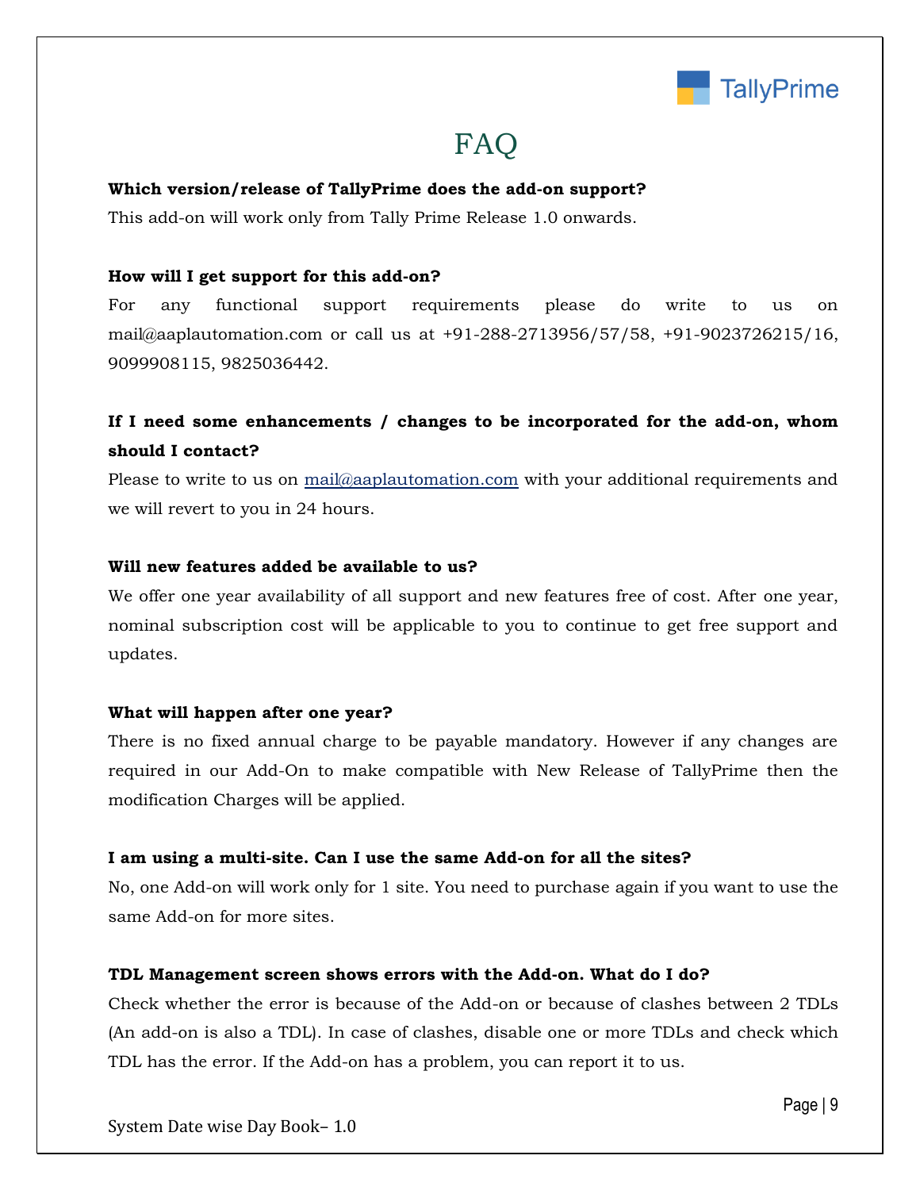# FAQ

**Which version/release of TallyPrime does the add-on support?**

This add-on will work only from Tally Prime Release 1.0 onwards.

**How will I get support for this add-on?**

For any functional support requirements please do write to us on mail@aaplautomation.com or call us at +91-288-2713956/57/58, +91-9023726215/16, 9099908115, 9825036442.

**If I need some enhancements / changes to be incorporated for the add-on, whom should I contact?**

Please to write to us on mail@aaplautomation.com with your additional requirements and we will revert to you in 24 hours.

**Will new features added be available to us?**

We offer one year availability of all support and new features free of cost. After one year, nominal subscription cost will be applicable to you to continue to get free support and updates.

**What will happen after one year?**

There is no fixed annual charge to be payable mandatory. However if any changes are required in our Add-On to make compatible with New Release of TallyPrime then the modification Charges will be applied.

**I am using a multi-site. Can I use the same Add-on for all the sites?**

No, one Add-on will work only for 1 site. You need to purchase again if you want to use the same Add-on for more sites.

**TDL Management screen shows errors with the Add-on. What do I do?**

Check whether the error is because of the Add-on or because of clashes between 2 TDLs (An add-on is also a TDL). In case of clashes, disable one or more TDLs and check which TDL has the error. If the Add-on has a problem, you can report it to us.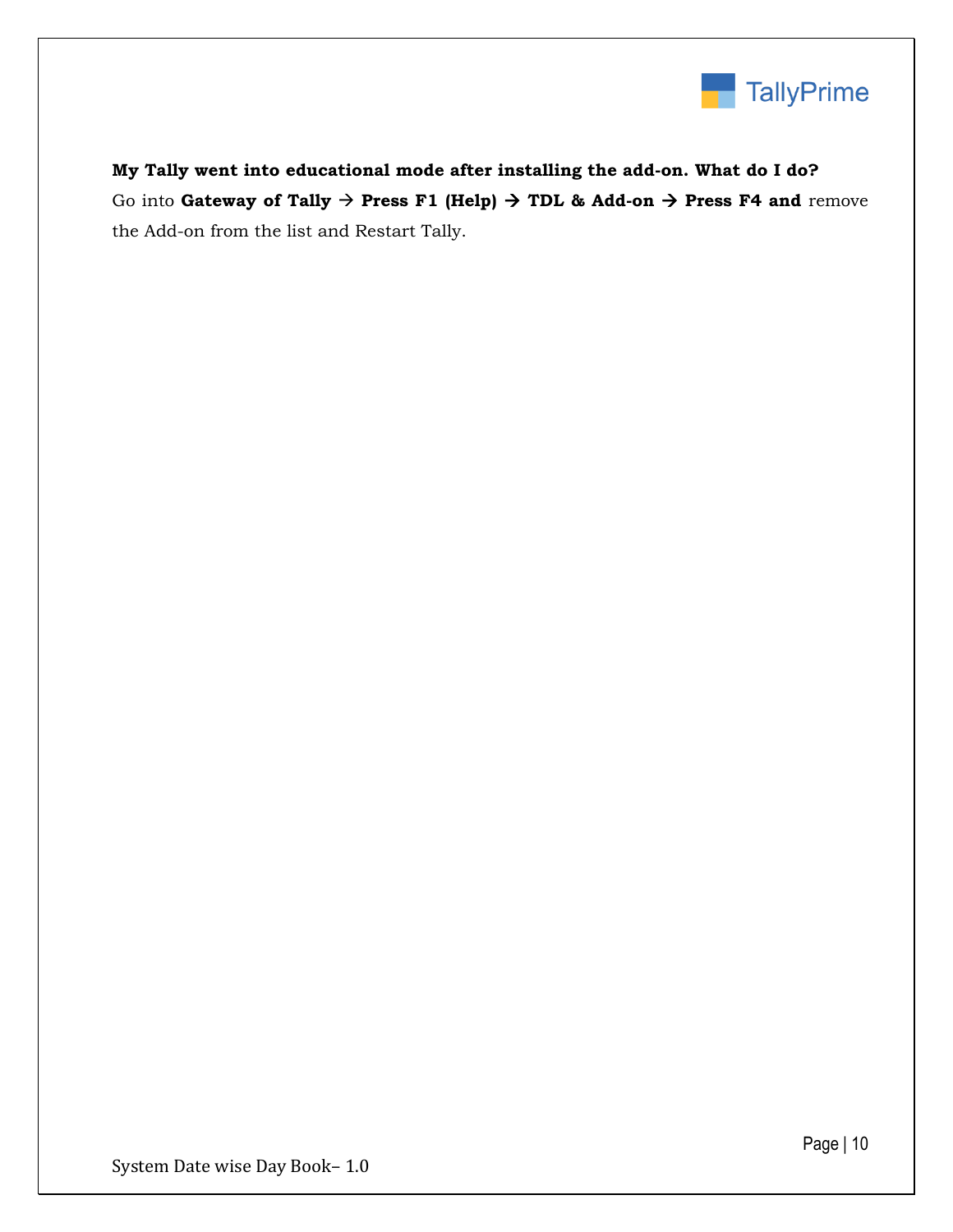**My Tally went into educational mode after installing the add-on. What do I do?**

Go into **Gateway of Tally → Press F1 (Help) → TDL & Add-on → Press F4 and** remove the Add-on from the list and Restart Tally.